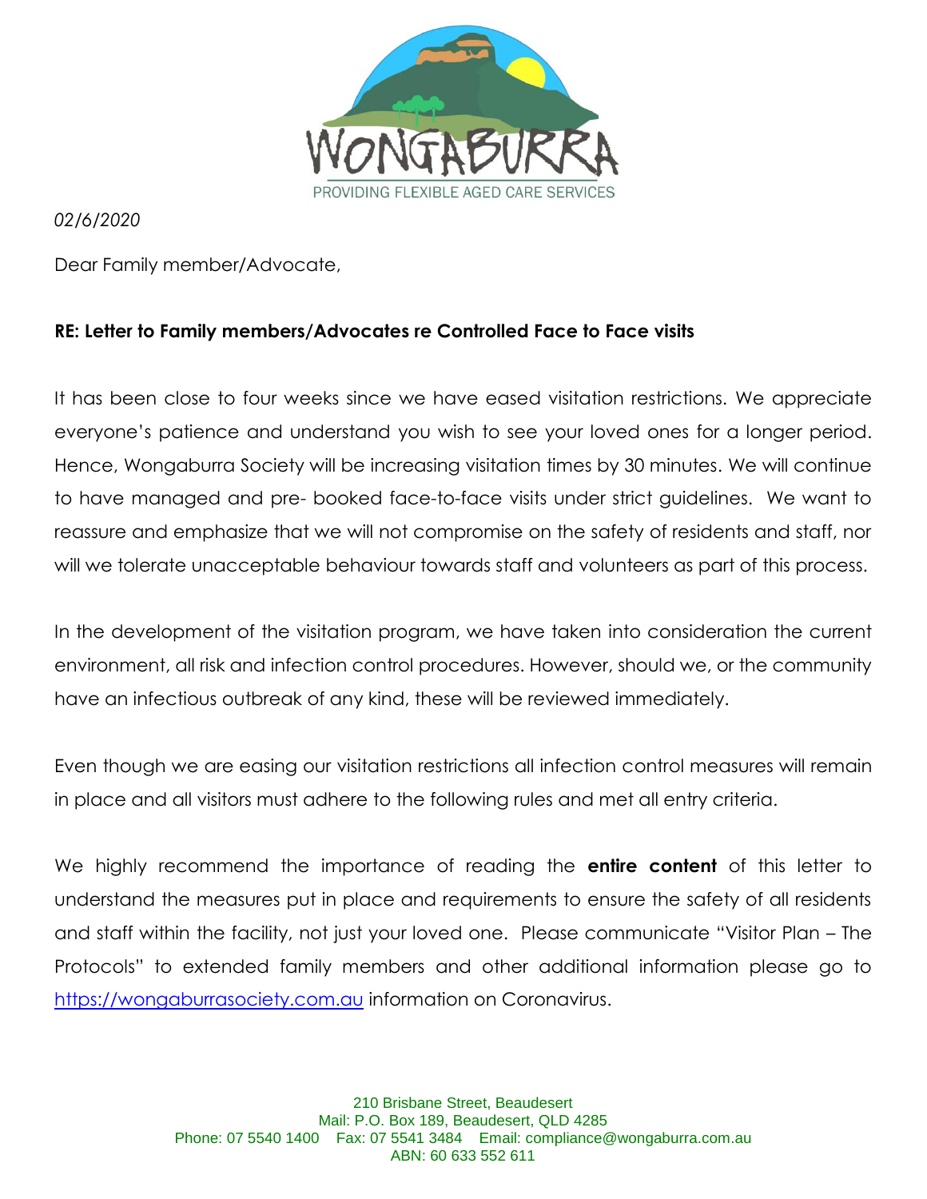WONGABURRA

PROVIDING FLEXIBLE AGED CARE SERVICES

*02/6/2020*

Dear Family member/Advocate,

**RE: Letter to Family members/Advocates re Controlled Face to Face visits**

It has been close to four weeks since we have eased visitation restrictions. We appreciate everyone's patience and understand you wish to see your loved ones for a longer period. Hence, Wongaburra Society will be increasing visitation times by 30 minutes. We will continue to have managed and pre- booked face-to-face visits under strict guidelines. We want to reassure and emphasize that we will not compromise on the safety of residents and staff, nor will we tolerate unacceptable behaviour towards staff and volunteers as part of this process.

In the development of the visitation program, we have taken into consideration the current environment, all risk and infection control procedures. However, should we, or the community have an infectious outbreak of any kind, these will be reviewed immediately.

Even though we are easing our visitation restrictions all infection control measures will remain in place and all visitors must adhere to the following rules and met all entry criteria.

We highly recommend the importance of reading the **entire content** of this letter to understand the measures put in place and requirements to ensure the safety of all residents and staff within the facility, not just your loved one. Please communicate "Visitor Plan – The Protocols" to extended family members and other additional information please go to [https://wongaburrasociety.com.au](https://wongaburrasociety.com.au) information on Coronavirus.

210 Brisbane Street, Beaudesert
Mail: P.O. Box 189, Beaudesert, QLD 4285
Phone: 07 5540 1400 Fax: 07 5541 3484 Email: compliance@wongaburra.com.au
ABN: 60 633 552 611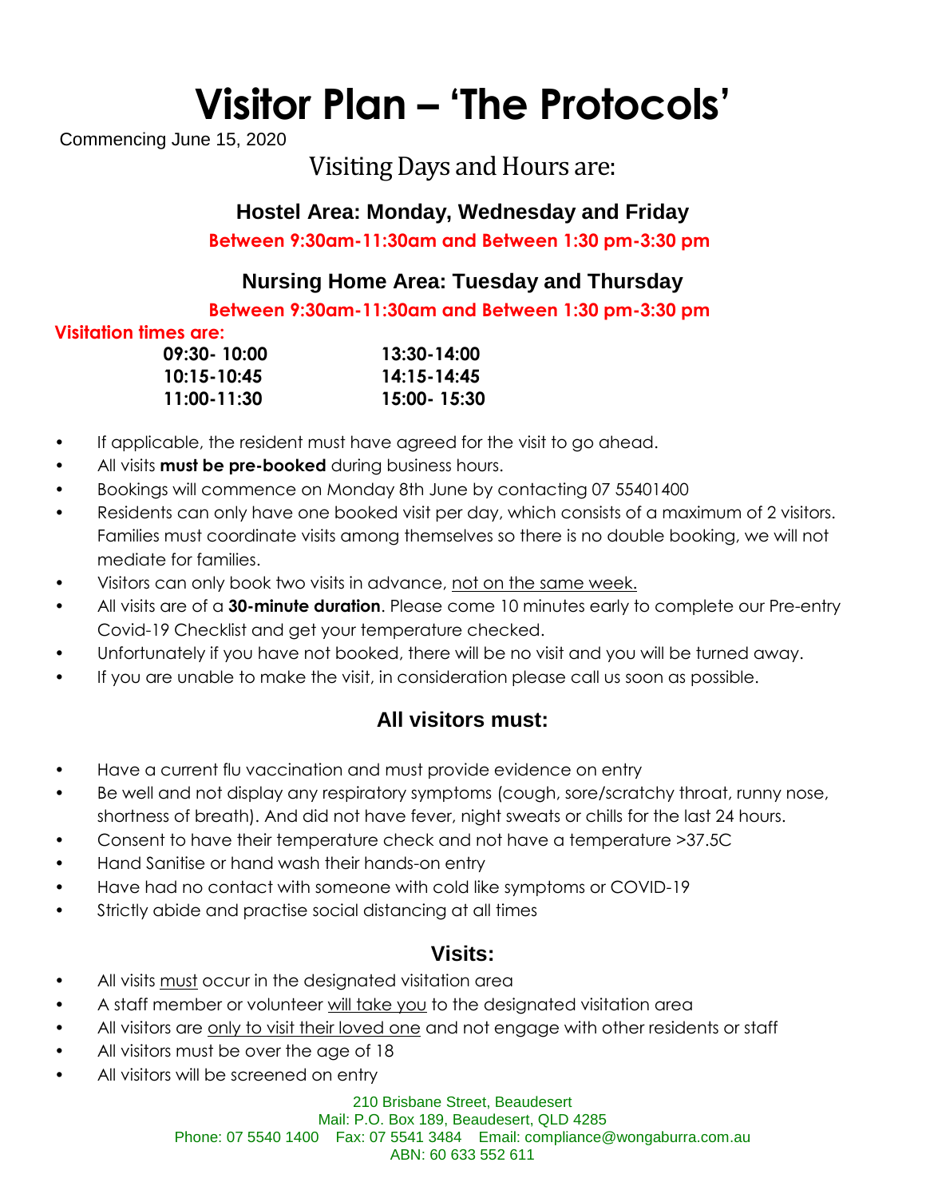# Visitor Plan – 'The Protocols'

Commencing June 15, 2020

## Visiting Days and Hours are:

### Hostel Area: Monday, Wednesday and Friday

**Between 9:30am-11:30am and Between 1:30 pm-3:30 pm**

### Nursing Home Area: Tuesday and Thursday

**Between 9:30am-11:30am and Between 1:30 pm-3:30 pm**

**Visitation times are:**

| | |
|---|---|
| **09:30- 10:00** | **13:30-14:00** |
| **10:15-10:45** | **14:15-14:45** |
| **11:00-11:30** | **15:00- 15:30** |

- If applicable, the resident must have agreed for the visit to go ahead.
- All visits **must be pre-booked** during business hours.
- Bookings will commence on Monday 8th June by contacting 07 55401400
- Residents can only have one booked visit per day, which consists of a maximum of 2 visitors. Families must coordinate visits among themselves so there is no double booking, we will not mediate for families.
- Visitors can only book two visits in advance, not on the same week.
- All visits are of a **30-minute duration**. Please come 10 minutes early to complete our Pre-entry Covid-19 Checklist and get your temperature checked.
- Unfortunately if you have not booked, there will be no visit and you will be turned away.
- If you are unable to make the visit, in consideration please call us soon as possible.

### All visitors must:

- Have a current flu vaccination and must provide evidence on entry
- Be well and not display any respiratory symptoms (cough, sore/scratchy throat, runny nose, shortness of breath). And did not have fever, night sweats or chills for the last 24 hours.
- Consent to have their temperature check and not have a temperature >37.5C
- Hand Sanitise or hand wash their hands-on entry
- Have had no contact with someone with cold like symptoms or COVID-19
- Strictly abide and practise social distancing at all times

### Visits:

- All visits must occur in the designated visitation area
- A staff member or volunteer will take you to the designated visitation area
- All visitors are only to visit their loved one and not engage with other residents or staff
- All visitors must be over the age of 18
- All visitors will be screened on entry

210 Brisbane Street, Beaudesert
Mail: P.O. Box 189, Beaudesert, QLD 4285
Phone: 07 5540 1400 Fax: 07 5541 3484 Email: compliance@wongaburra.com.au
ABN: 60 633 552 611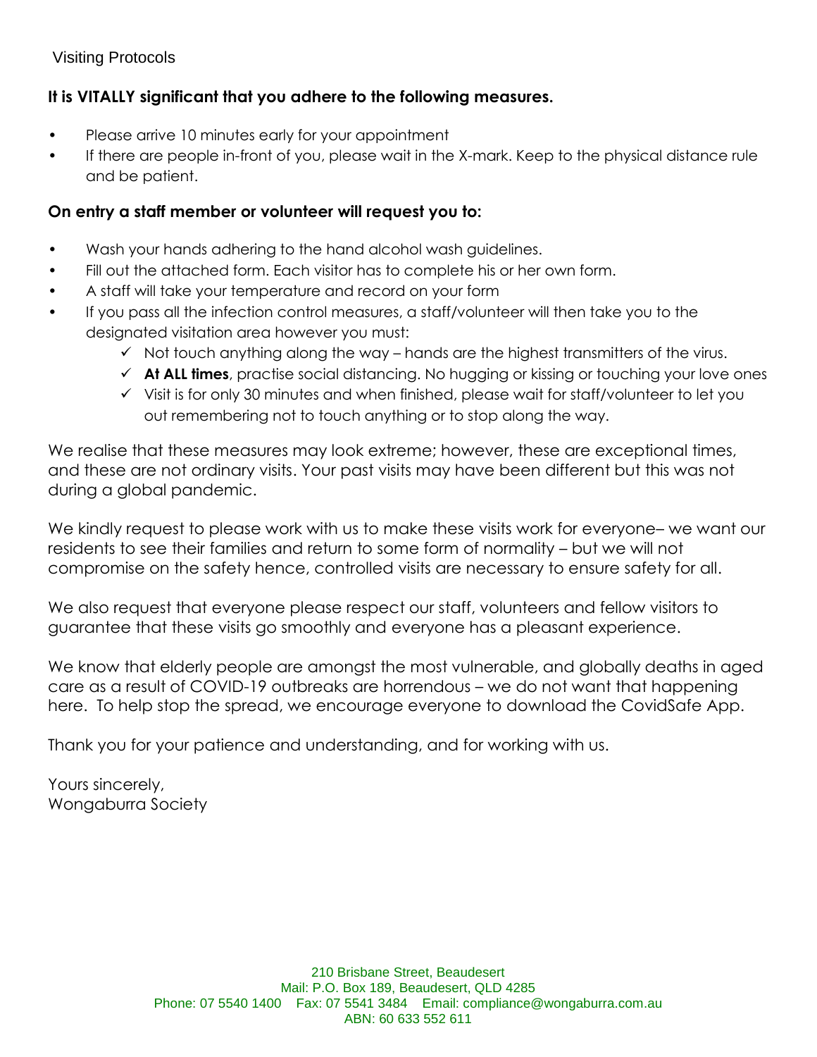Visiting Protocols

**It is VITALLY significant that you adhere to the following measures.**

- Please arrive 10 minutes early for your appointment
- If there are people in-front of you, please wait in the X-mark. Keep to the physical distance rule and be patient.

**On entry a staff member or volunteer will request you to:**

- Wash your hands adhering to the hand alcohol wash guidelines.
- Fill out the attached form. Each visitor has to complete his or her own form.
- A staff will take your temperature and record on your form
- If you pass all the infection control measures, a staff/volunteer will then take you to the designated visitation area however you must:
  - ✓ Not touch anything along the way – hands are the highest transmitters of the virus.
  - ✓ **At ALL times**, practise social distancing. No hugging or kissing or touching your love ones
  - ✓ Visit is for only 30 minutes and when finished, please wait for staff/volunteer to let you out remembering not to touch anything or to stop along the way.

We realise that these measures may look extreme; however, these are exceptional times, and these are not ordinary visits. Your past visits may have been different but this was not during a global pandemic.

We kindly request to please work with us to make these visits work for everyone– we want our residents to see their families and return to some form of normality – but we will not compromise on the safety hence, controlled visits are necessary to ensure safety for all.

We also request that everyone please respect our staff, volunteers and fellow visitors to guarantee that these visits go smoothly and everyone has a pleasant experience.

We know that elderly people are amongst the most vulnerable, and globally deaths in aged care as a result of COVID-19 outbreaks are horrendous – we do not want that happening here. To help stop the spread, we encourage everyone to download the CovidSafe App.

Thank you for your patience and understanding, and for working with us.

Yours sincerely,
Wongaburra Society

210 Brisbane Street, Beaudesert
Mail: P.O. Box 189, Beaudesert, QLD 4285
Phone: 07 5540 1400 Fax: 07 5541 3484 Email: compliance@wongaburra.com.au
ABN: 60 633 552 611